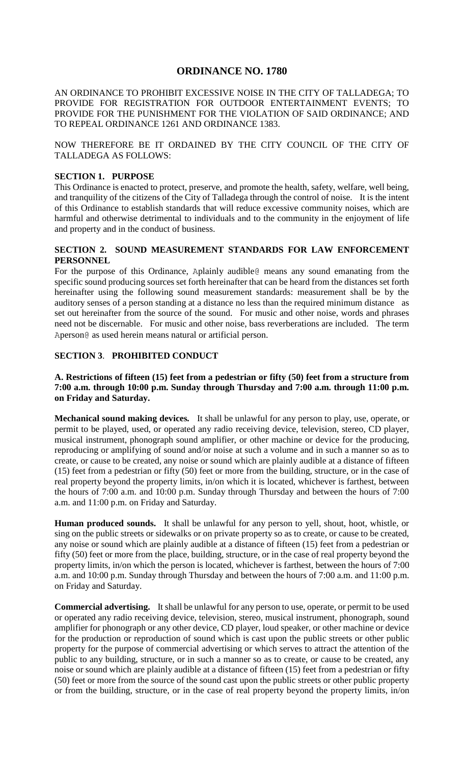# ORDINANCE NO. 1780

AN ORDINANCE TO PROHIBIT EXCESSIVE NOISE IN THE CITY OF TALLADEGA; TO PROVIDE FOR REGISTRATION FOR OUTDOOR ENTERTAINMENT EVENTS; TO PROVIDE FOR THE PUNISHMENT FOR THE VIOLATION OF SAID ORDINANCE; AND TO REPEAL ORDINANCE 1261 AND ORDINANCE 1383.

NOW THEREFORE BE IT ORDAINED BY THE CITY COUNCIL OF THE CITY OF TALLADEGA AS FOLLOWS:

**SECTION 1. PURPOSE**

This Ordinance is enacted to protect, preserve, and promote the health, safety, welfare, well being, and tranquility of the citizens of the City of Talladega through the control of noise. It is the intent of this Ordinance to establish standards that will reduce excessive community noises, which are harmful and otherwise detrimental to individuals and to the community in the enjoyment of life and property and in the conduct of business.

**SECTION 2. SOUND MEASUREMENT STANDARDS FOR LAW ENFORCEMENT PERSONNEL**

For the purpose of this Ordinance, Aplainly audible@ means any sound emanating from the specific sound producing sources set forth hereinafter that can be heard from the distances set forth hereinafter using the following sound measurement standards: measurement shall be by the auditory senses of a person standing at a distance no less than the required minimum distance as set out hereinafter from the source of the sound. For music and other noise, words and phrases need not be discernable. For music and other noise, bass reverberations are included. The term Aperson@ as used herein means natural or artificial person.

**SECTION 3. PROHIBITED CONDUCT**

**A. Restrictions of fifteen (15) feet from a pedestrian or fifty (50) feet from a structure from 7:00 a.m. through 10:00 p.m. Sunday through Thursday and 7:00 a.m. through 11:00 p.m. on Friday and Saturday.**

**Mechanical sound making devices.** It shall be unlawful for any person to play, use, operate, or permit to be played, used, or operated any radio receiving device, television, stereo, CD player, musical instrument, phonograph sound amplifier, or other machine or device for the producing, reproducing or amplifying of sound and/or noise at such a volume and in such a manner so as to create, or cause to be created, any noise or sound which are plainly audible at a distance of fifteen (15) feet from a pedestrian or fifty (50) feet or more from the building, structure, or in the case of real property beyond the property limits, in/on which it is located, whichever is farthest, between the hours of 7:00 a.m. and 10:00 p.m. Sunday through Thursday and between the hours of 7:00 a.m. and 11:00 p.m. on Friday and Saturday.

**Human produced sounds.** It shall be unlawful for any person to yell, shout, hoot, whistle, or sing on the public streets or sidewalks or on private property so as to create, or cause to be created, any noise or sound which are plainly audible at a distance of fifteen (15) feet from a pedestrian or fifty (50) feet or more from the place, building, structure, or in the case of real property beyond the property limits, in/on which the person is located, whichever is farthest, between the hours of 7:00 a.m. and 10:00 p.m. Sunday through Thursday and between the hours of 7:00 a.m. and 11:00 p.m. on Friday and Saturday.

**Commercial advertising.** It shall be unlawful for any person to use, operate, or permit to be used or operated any radio receiving device, television, stereo, musical instrument, phonograph, sound amplifier for phonograph or any other device, CD player, loud speaker, or other machine or device for the production or reproduction of sound which is cast upon the public streets or other public property for the purpose of commercial advertising or which serves to attract the attention of the public to any building, structure, or in such a manner so as to create, or cause to be created, any noise or sound which are plainly audible at a distance of fifteen (15) feet from a pedestrian or fifty (50) feet or more from the source of the sound cast upon the public streets or other public property or from the building, structure, or in the case of real property beyond the property limits, in/on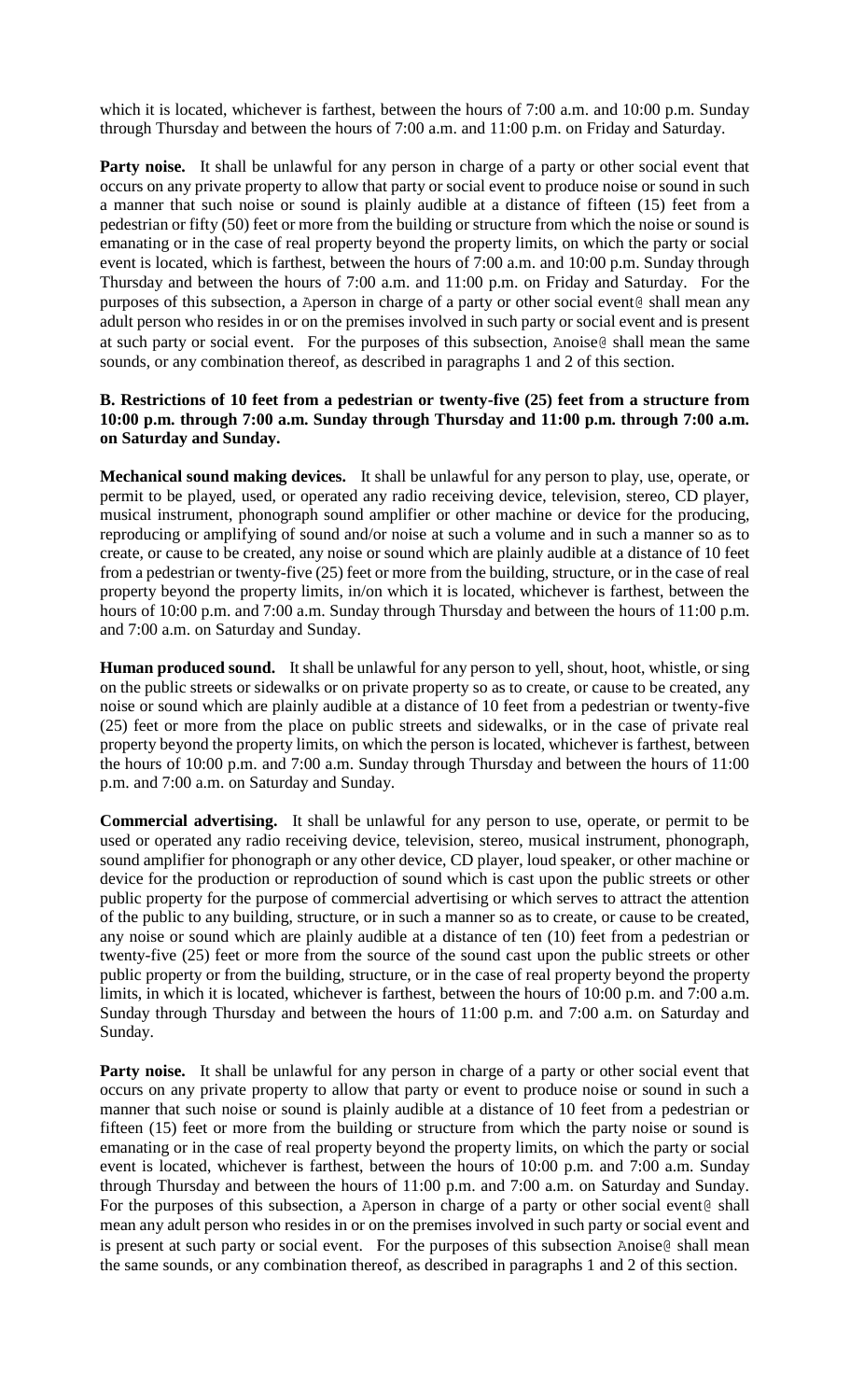which it is located, whichever is farthest, between the hours of 7:00 a.m. and 10:00 p.m. Sunday through Thursday and between the hours of 7:00 a.m. and 11:00 p.m. on Friday and Saturday.

**Party noise.** It shall be unlawful for any person in charge of a party or other social event that occurs on any private property to allow that party or social event to produce noise or sound in such a manner that such noise or sound is plainly audible at a distance of fifteen (15) feet from a pedestrian or fifty (50) feet or more from the building or structure from which the noise or sound is emanating or in the case of real property beyond the property limits, on which the party or social event is located, which is farthest, between the hours of 7:00 a.m. and 10:00 p.m. Sunday through Thursday and between the hours of 7:00 a.m. and 11:00 p.m. on Friday and Saturday. For the purposes of this subsection, a Aperson in charge of a party or other social event@ shall mean any adult person who resides in or on the premises involved in such party or social event and is present at such party or social event. For the purposes of this subsection, Anoise@ shall mean the same sounds, or any combination thereof, as described in paragraphs 1 and 2 of this section.

**B. Restrictions of 10 feet from a pedestrian or twenty-five (25) feet from a structure from 10:00 p.m. through 7:00 a.m. Sunday through Thursday and 11:00 p.m. through 7:00 a.m. on Saturday and Sunday.**

**Mechanical sound making devices.** It shall be unlawful for any person to play, use, operate, or permit to be played, used, or operated any radio receiving device, television, stereo, CD player, musical instrument, phonograph sound amplifier or other machine or device for the producing, reproducing or amplifying of sound and/or noise at such a volume and in such a manner so as to create, or cause to be created, any noise or sound which are plainly audible at a distance of 10 feet from a pedestrian or twenty-five (25) feet or more from the building, structure, or in the case of real property beyond the property limits, in/on which it is located, whichever is farthest, between the hours of 10:00 p.m. and 7:00 a.m. Sunday through Thursday and between the hours of 11:00 p.m. and 7:00 a.m. on Saturday and Sunday.

**Human produced sound.** It shall be unlawful for any person to yell, shout, hoot, whistle, or sing on the public streets or sidewalks or on private property so as to create, or cause to be created, any noise or sound which are plainly audible at a distance of 10 feet from a pedestrian or twenty-five (25) feet or more from the place on public streets and sidewalks, or in the case of private real property beyond the property limits, on which the person is located, whichever is farthest, between the hours of 10:00 p.m. and 7:00 a.m. Sunday through Thursday and between the hours of 11:00 p.m. and 7:00 a.m. on Saturday and Sunday.

**Commercial advertising.** It shall be unlawful for any person to use, operate, or permit to be used or operated any radio receiving device, television, stereo, musical instrument, phonograph, sound amplifier for phonograph or any other device, CD player, loud speaker, or other machine or device for the production or reproduction of sound which is cast upon the public streets or other public property for the purpose of commercial advertising or which serves to attract the attention of the public to any building, structure, or in such a manner so as to create, or cause to be created, any noise or sound which are plainly audible at a distance of ten (10) feet from a pedestrian or twenty-five (25) feet or more from the source of the sound cast upon the public streets or other public property or from the building, structure, or in the case of real property beyond the property limits, in which it is located, whichever is farthest, between the hours of 10:00 p.m. and 7:00 a.m. Sunday through Thursday and between the hours of 11:00 p.m. and 7:00 a.m. on Saturday and Sunday.

**Party noise.** It shall be unlawful for any person in charge of a party or other social event that occurs on any private property to allow that party or event to produce noise or sound in such a manner that such noise or sound is plainly audible at a distance of 10 feet from a pedestrian or fifteen (15) feet or more from the building or structure from which the party noise or sound is emanating or in the case of real property beyond the property limits, on which the party or social event is located, whichever is farthest, between the hours of 10:00 p.m. and 7:00 a.m. Sunday through Thursday and between the hours of 11:00 p.m. and 7:00 a.m. on Saturday and Sunday. For the purposes of this subsection, a Aperson in charge of a party or other social event@ shall mean any adult person who resides in or on the premises involved in such party or social event and is present at such party or social event. For the purposes of this subsection Anoise@ shall mean the same sounds, or any combination thereof, as described in paragraphs 1 and 2 of this section.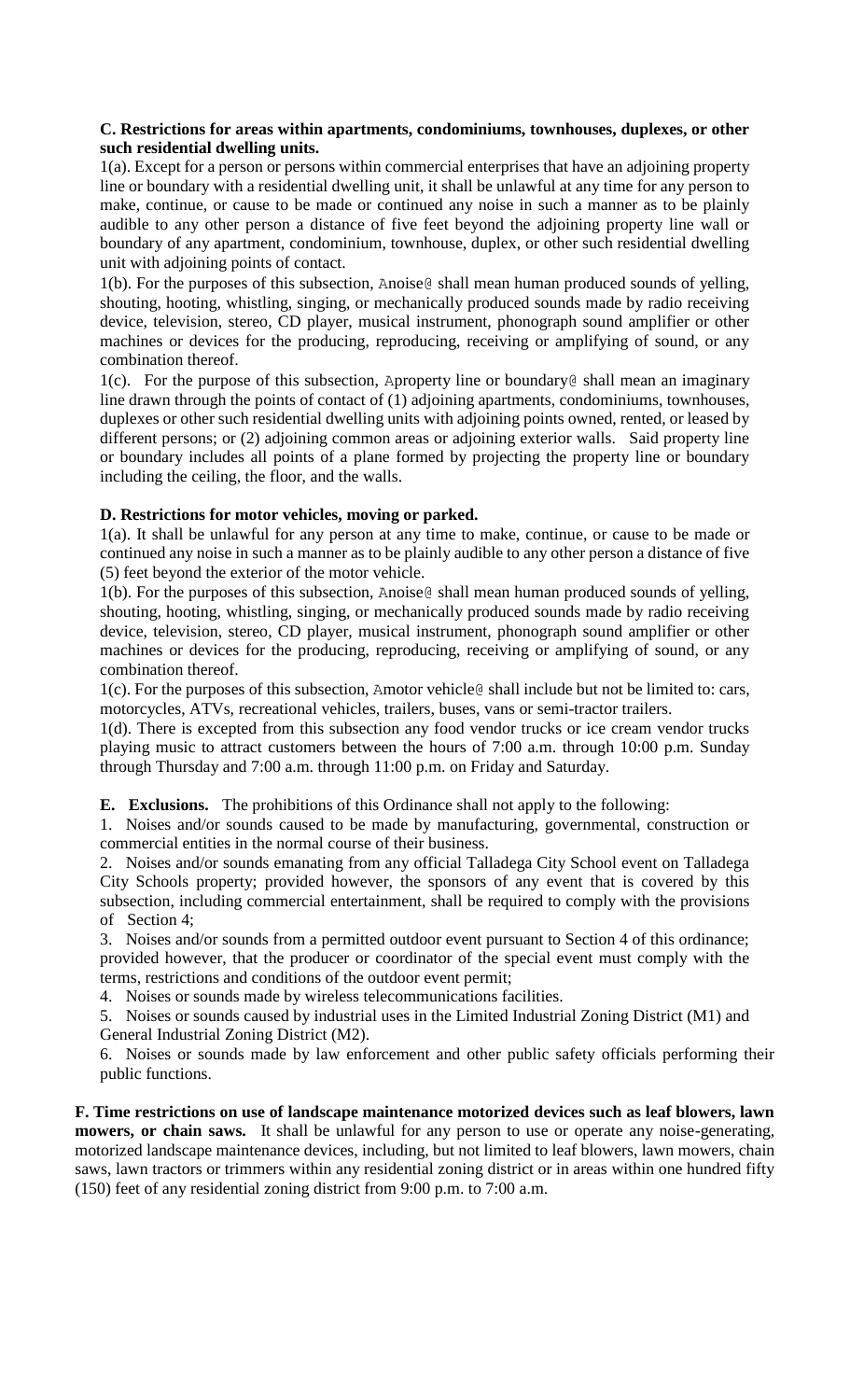**C. Restrictions for areas within apartments, condominiums, townhouses, duplexes, or other such residential dwelling units.**

1(a). Except for a person or persons within commercial enterprises that have an adjoining property line or boundary with a residential dwelling unit, it shall be unlawful at any time for any person to make, continue, or cause to be made or continued any noise in such a manner as to be plainly audible to any other person a distance of five feet beyond the adjoining property line wall or boundary of any apartment, condominium, townhouse, duplex, or other such residential dwelling unit with adjoining points of contact.

1(b). For the purposes of this subsection, Anoise@ shall mean human produced sounds of yelling, shouting, hooting, whistling, singing, or mechanically produced sounds made by radio receiving device, television, stereo, CD player, musical instrument, phonograph sound amplifier or other machines or devices for the producing, reproducing, receiving or amplifying of sound, or any combination thereof.

1(c). For the purpose of this subsection, Aproperty line or boundary@ shall mean an imaginary line drawn through the points of contact of (1) adjoining apartments, condominiums, townhouses, duplexes or other such residential dwelling units with adjoining points owned, rented, or leased by different persons; or (2) adjoining common areas or adjoining exterior walls. Said property line or boundary includes all points of a plane formed by projecting the property line or boundary including the ceiling, the floor, and the walls.

**D. Restrictions for motor vehicles, moving or parked.**

1(a). It shall be unlawful for any person at any time to make, continue, or cause to be made or continued any noise in such a manner as to be plainly audible to any other person a distance of five (5) feet beyond the exterior of the motor vehicle.

1(b). For the purposes of this subsection, Anoise@ shall mean human produced sounds of yelling, shouting, hooting, whistling, singing, or mechanically produced sounds made by radio receiving device, television, stereo, CD player, musical instrument, phonograph sound amplifier or other machines or devices for the producing, reproducing, receiving or amplifying of sound, or any combination thereof.

1(c). For the purposes of this subsection, Amotor vehicle@ shall include but not be limited to: cars, motorcycles, ATVs, recreational vehicles, trailers, buses, vans or semi-tractor trailers.

1(d). There is excepted from this subsection any food vendor trucks or ice cream vendor trucks playing music to attract customers between the hours of 7:00 a.m. through 10:00 p.m. Sunday through Thursday and 7:00 a.m. through 11:00 p.m. on Friday and Saturday.

**E. Exclusions.** The prohibitions of this Ordinance shall not apply to the following:

1. Noises and/or sounds caused to be made by manufacturing, governmental, construction or commercial entities in the normal course of their business.
2. Noises and/or sounds emanating from any official Talladega City School event on Talladega City Schools property; provided however, the sponsors of any event that is covered by this subsection, including commercial entertainment, shall be required to comply with the provisions of Section 4;
3. Noises and/or sounds from a permitted outdoor event pursuant to Section 4 of this ordinance; provided however, that the producer or coordinator of the special event must comply with the terms, restrictions and conditions of the outdoor event permit;
4. Noises or sounds made by wireless telecommunications facilities.
5. Noises or sounds caused by industrial uses in the Limited Industrial Zoning District (M1) and General Industrial Zoning District (M2).
6. Noises or sounds made by law enforcement and other public safety officials performing their public functions.

**F. Time restrictions on use of landscape maintenance motorized devices such as leaf blowers, lawn mowers, or chain saws.** It shall be unlawful for any person to use or operate any noise-generating, motorized landscape maintenance devices, including, but not limited to leaf blowers, lawn mowers, chain saws, lawn tractors or trimmers within any residential zoning district or in areas within one hundred fifty (150) feet of any residential zoning district from 9:00 p.m. to 7:00 a.m.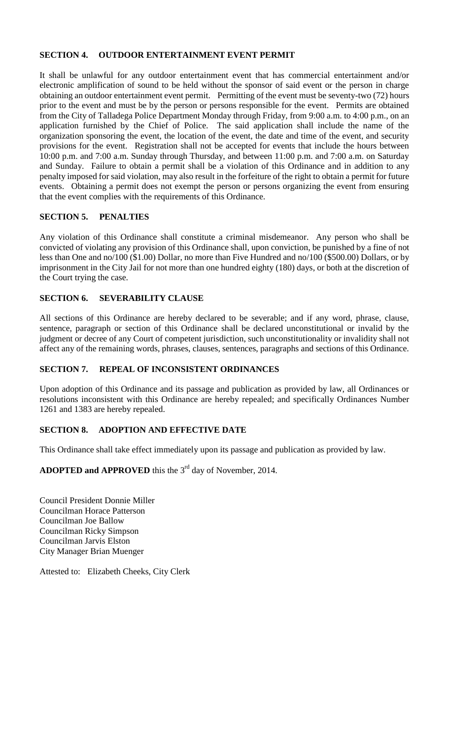**SECTION 4. OUTDOOR ENTERTAINMENT EVENT PERMIT**

It shall be unlawful for any outdoor entertainment event that has commercial entertainment and/or electronic amplification of sound to be held without the sponsor of said event or the person in charge obtaining an outdoor entertainment event permit. Permitting of the event must be seventy-two (72) hours prior to the event and must be by the person or persons responsible for the event. Permits are obtained from the City of Talladega Police Department Monday through Friday, from 9:00 a.m. to 4:00 p.m., on an application furnished by the Chief of Police. The said application shall include the name of the organization sponsoring the event, the location of the event, the date and time of the event, and security provisions for the event. Registration shall not be accepted for events that include the hours between 10:00 p.m. and 7:00 a.m. Sunday through Thursday, and between 11:00 p.m. and 7:00 a.m. on Saturday and Sunday. Failure to obtain a permit shall be a violation of this Ordinance and in addition to any penalty imposed for said violation, may also result in the forfeiture of the right to obtain a permit for future events. Obtaining a permit does not exempt the person or persons organizing the event from ensuring that the event complies with the requirements of this Ordinance.

**SECTION 5. PENALTIES**

Any violation of this Ordinance shall constitute a criminal misdemeanor. Any person who shall be convicted of violating any provision of this Ordinance shall, upon conviction, be punished by a fine of not less than One and no/100 ($1.00) Dollar, no more than Five Hundred and no/100 ($500.00) Dollars, or by imprisonment in the City Jail for not more than one hundred eighty (180) days, or both at the discretion of the Court trying the case.

**SECTION 6. SEVERABILITY CLAUSE**

All sections of this Ordinance are hereby declared to be severable; and if any word, phrase, clause, sentence, paragraph or section of this Ordinance shall be declared unconstitutional or invalid by the judgment or decree of any Court of competent jurisdiction, such unconstitutionality or invalidity shall not affect any of the remaining words, phrases, clauses, sentences, paragraphs and sections of this Ordinance.

**SECTION 7. REPEAL OF INCONSISTENT ORDINANCES**

Upon adoption of this Ordinance and its passage and publication as provided by law, all Ordinances or resolutions inconsistent with this Ordinance are hereby repealed; and specifically Ordinances Number 1261 and 1383 are hereby repealed.

**SECTION 8. ADOPTION AND EFFECTIVE DATE**

This Ordinance shall take effect immediately upon its passage and publication as provided by law.

**ADOPTED and APPROVED** this the 3rd day of November, 2014.

Council President Donnie Miller
Councilman Horace Patterson
Councilman Joe Ballow
Councilman Ricky Simpson
Councilman Jarvis Elston
City Manager Brian Muenger

Attested to: Elizabeth Cheeks, City Clerk